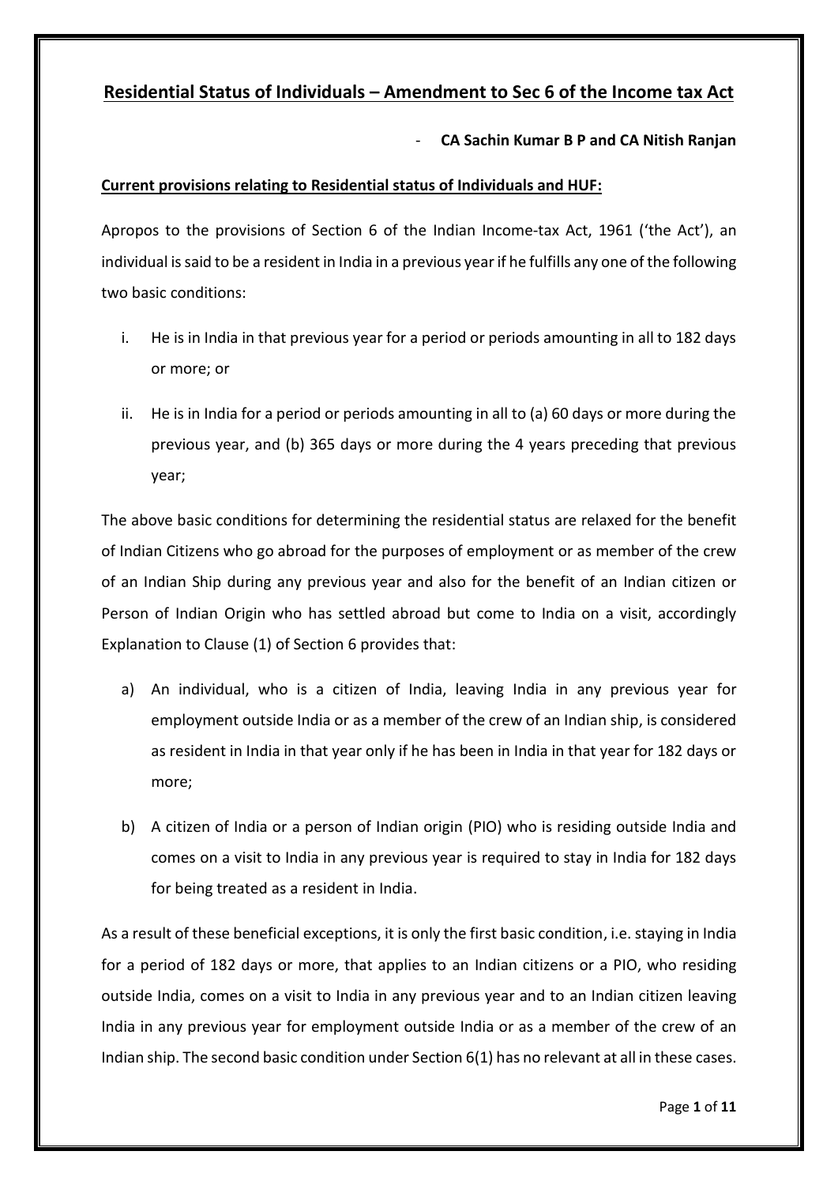# Residential Status of Individuals – Amendment to Sec 6 of the Income tax Act

- **CA Sachin Kumar B P and CA Nitish Ranjan**

## Current provisions relating to Residential status of Individuals and HUF:

Apropos to the provisions of Section 6 of the Indian Income-tax Act, 1961 ('the Act'), an individual is said to be a resident in India in a previous year if he fulfills any one of the following two basic conditions:

i. He is in India in that previous year for a period or periods amounting in all to 182 days or more; or

ii. He is in India for a period or periods amounting in all to (a) 60 days or more during the previous year, and (b) 365 days or more during the 4 years preceding that previous year;

The above basic conditions for determining the residential status are relaxed for the benefit of Indian Citizens who go abroad for the purposes of employment or as member of the crew of an Indian Ship during any previous year and also for the benefit of an Indian citizen or Person of Indian Origin who has settled abroad but come to India on a visit, accordingly Explanation to Clause (1) of Section 6 provides that:

a) An individual, who is a citizen of India, leaving India in any previous year for employment outside India or as a member of the crew of an Indian ship, is considered as resident in India in that year only if he has been in India in that year for 182 days or more;

b) A citizen of India or a person of Indian origin (PIO) who is residing outside India and comes on a visit to India in any previous year is required to stay in India for 182 days for being treated as a resident in India.

As a result of these beneficial exceptions, it is only the first basic condition, i.e. staying in India for a period of 182 days or more, that applies to an Indian citizens or a PIO, who residing outside India, comes on a visit to India in any previous year and to an Indian citizen leaving India in any previous year for employment outside India or as a member of the crew of an Indian ship. The second basic condition under Section 6(1) has no relevant at all in these cases.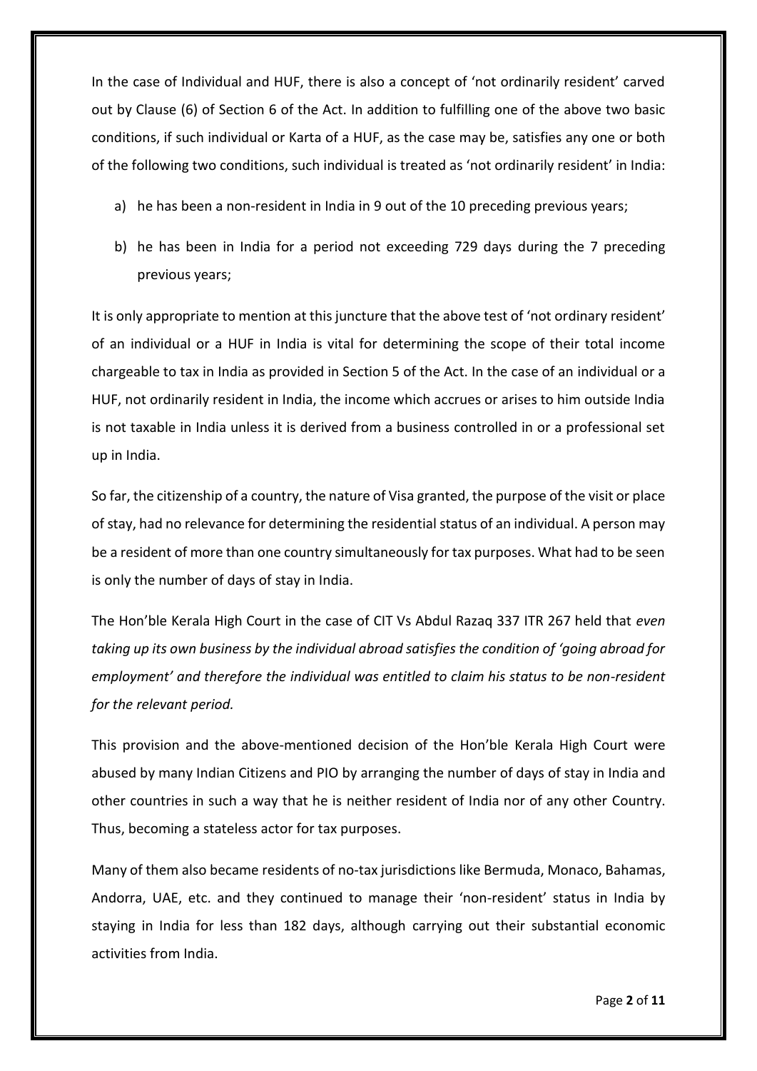In the case of Individual and HUF, there is also a concept of 'not ordinarily resident' carved out by Clause (6) of Section 6 of the Act. In addition to fulfilling one of the above two basic conditions, if such individual or Karta of a HUF, as the case may be, satisfies any one or both of the following two conditions, such individual is treated as 'not ordinarily resident' in India:

a) he has been a non-resident in India in 9 out of the 10 preceding previous years;

b) he has been in India for a period not exceeding 729 days during the 7 preceding previous years;

It is only appropriate to mention at this juncture that the above test of 'not ordinary resident' of an individual or a HUF in India is vital for determining the scope of their total income chargeable to tax in India as provided in Section 5 of the Act. In the case of an individual or a HUF, not ordinarily resident in India, the income which accrues or arises to him outside India is not taxable in India unless it is derived from a business controlled in or a professional set up in India.

So far, the citizenship of a country, the nature of Visa granted, the purpose of the visit or place of stay, had no relevance for determining the residential status of an individual. A person may be a resident of more than one country simultaneously for tax purposes. What had to be seen is only the number of days of stay in India.

The Hon'ble Kerala High Court in the case of CIT Vs Abdul Razaq 337 ITR 267 held that *even taking up its own business by the individual abroad satisfies the condition of 'going abroad for employment' and therefore the individual was entitled to claim his status to be non-resident for the relevant period.*

This provision and the above-mentioned decision of the Hon'ble Kerala High Court were abused by many Indian Citizens and PIO by arranging the number of days of stay in India and other countries in such a way that he is neither resident of India nor of any other Country. Thus, becoming a stateless actor for tax purposes.

Many of them also became residents of no-tax jurisdictions like Bermuda, Monaco, Bahamas, Andorra, UAE, etc. and they continued to manage their 'non-resident' status in India by staying in India for less than 182 days, although carrying out their substantial economic activities from India.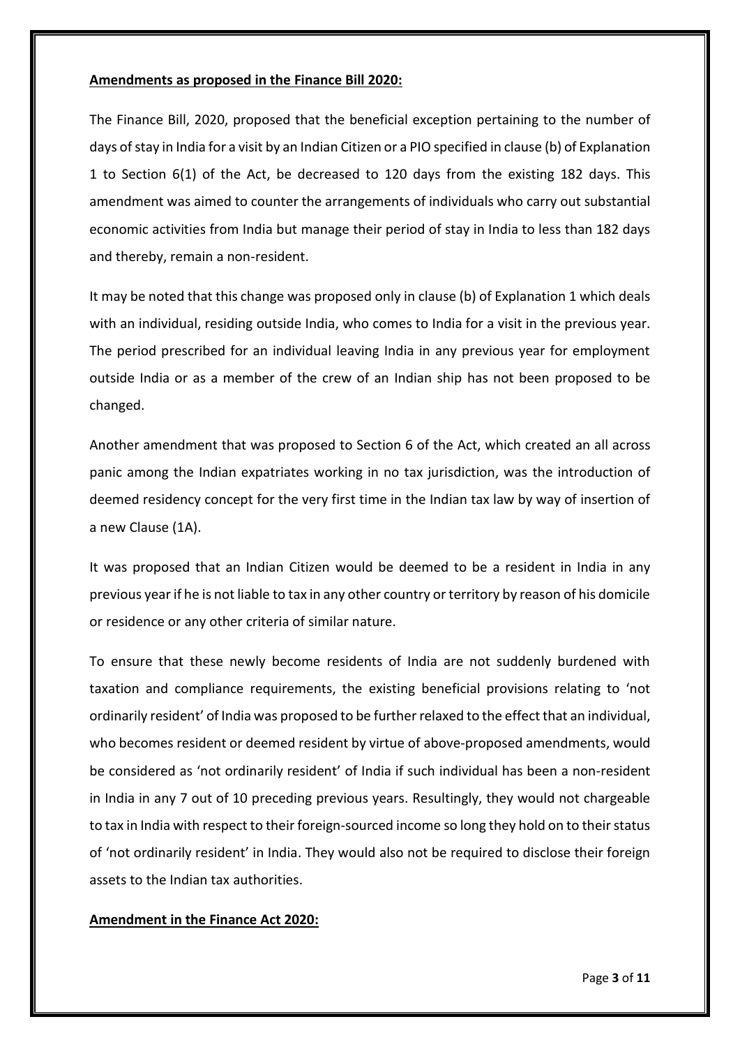**Amendments as proposed in the Finance Bill 2020:**

The Finance Bill, 2020, proposed that the beneficial exception pertaining to the number of days of stay in India for a visit by an Indian Citizen or a PIO specified in clause (b) of Explanation 1 to Section 6(1) of the Act, be decreased to 120 days from the existing 182 days. This amendment was aimed to counter the arrangements of individuals who carry out substantial economic activities from India but manage their period of stay in India to less than 182 days and thereby, remain a non-resident.

It may be noted that this change was proposed only in clause (b) of Explanation 1 which deals with an individual, residing outside India, who comes to India for a visit in the previous year. The period prescribed for an individual leaving India in any previous year for employment outside India or as a member of the crew of an Indian ship has not been proposed to be changed.

Another amendment that was proposed to Section 6 of the Act, which created an all across panic among the Indian expatriates working in no tax jurisdiction, was the introduction of deemed residency concept for the very first time in the Indian tax law by way of insertion of a new Clause (1A).

It was proposed that an Indian Citizen would be deemed to be a resident in India in any previous year if he is not liable to tax in any other country or territory by reason of his domicile or residence or any other criteria of similar nature.

To ensure that these newly become residents of India are not suddenly burdened with taxation and compliance requirements, the existing beneficial provisions relating to 'not ordinarily resident' of India was proposed to be further relaxed to the effect that an individual, who becomes resident or deemed resident by virtue of above-proposed amendments, would be considered as 'not ordinarily resident' of India if such individual has been a non-resident in India in any 7 out of 10 preceding previous years. Resultingly, they would not chargeable to tax in India with respect to their foreign-sourced income so long they hold on to their status of 'not ordinarily resident' in India. They would also not be required to disclose their foreign assets to the Indian tax authorities.

**Amendment in the Finance Act 2020:**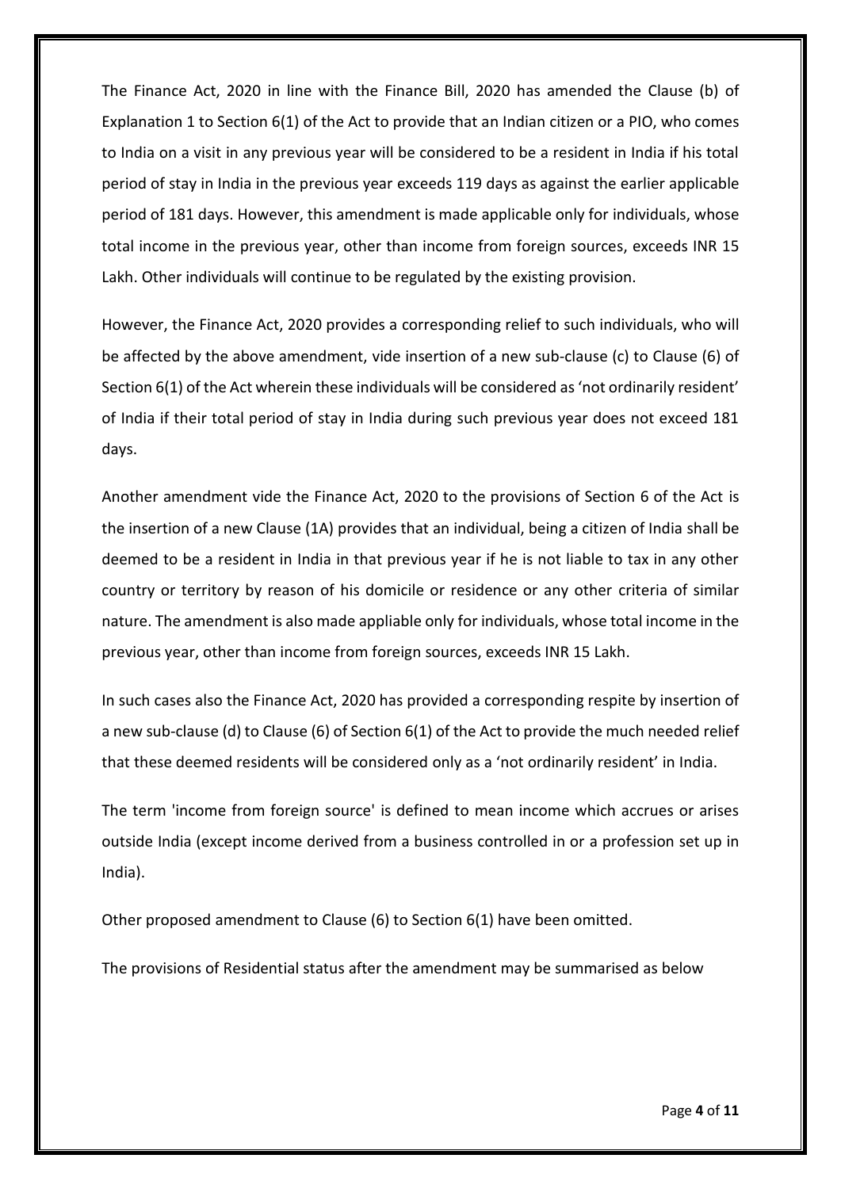The Finance Act, 2020 in line with the Finance Bill, 2020 has amended the Clause (b) of Explanation 1 to Section 6(1) of the Act to provide that an Indian citizen or a PIO, who comes to India on a visit in any previous year will be considered to be a resident in India if his total period of stay in India in the previous year exceeds 119 days as against the earlier applicable period of 181 days. However, this amendment is made applicable only for individuals, whose total income in the previous year, other than income from foreign sources, exceeds INR 15 Lakh. Other individuals will continue to be regulated by the existing provision.

However, the Finance Act, 2020 provides a corresponding relief to such individuals, who will be affected by the above amendment, vide insertion of a new sub-clause (c) to Clause (6) of Section 6(1) of the Act wherein these individuals will be considered as 'not ordinarily resident' of India if their total period of stay in India during such previous year does not exceed 181 days.

Another amendment vide the Finance Act, 2020 to the provisions of Section 6 of the Act is the insertion of a new Clause (1A) provides that an individual, being a citizen of India shall be deemed to be a resident in India in that previous year if he is not liable to tax in any other country or territory by reason of his domicile or residence or any other criteria of similar nature. The amendment is also made appliable only for individuals, whose total income in the previous year, other than income from foreign sources, exceeds INR 15 Lakh.

In such cases also the Finance Act, 2020 has provided a corresponding respite by insertion of a new sub-clause (d) to Clause (6) of Section 6(1) of the Act to provide the much needed relief that these deemed residents will be considered only as a 'not ordinarily resident' in India.

The term 'income from foreign source' is defined to mean income which accrues or arises outside India (except income derived from a business controlled in or a profession set up in India).

Other proposed amendment to Clause (6) to Section 6(1) have been omitted.

The provisions of Residential status after the amendment may be summarised as below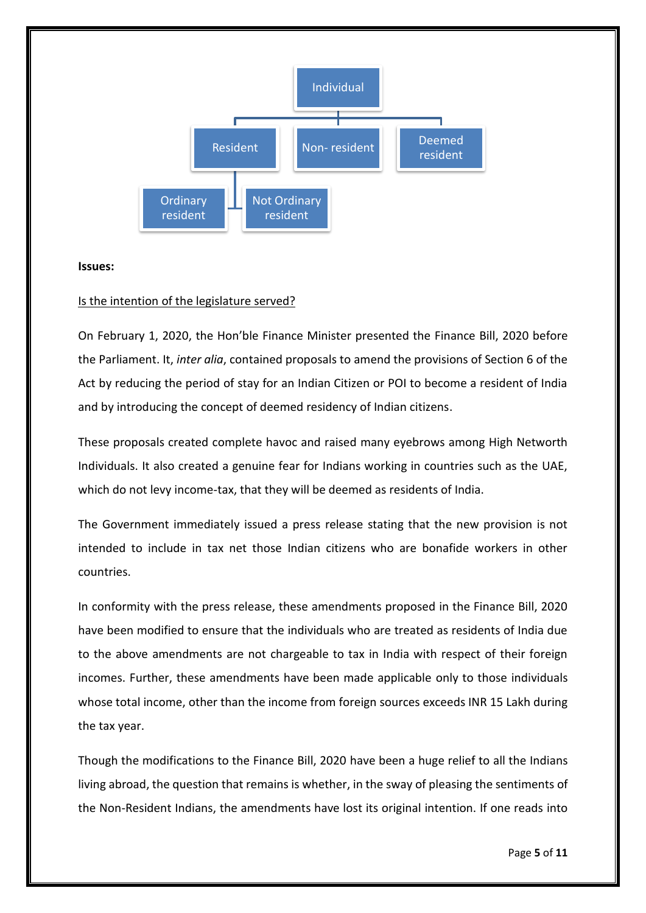- Individual
  - Resident
    - Ordinary resident
    - Not Ordinary resident
  - Non- resident
  - Deemed resident

**Issues:**

Is the intention of the legislature served?

On February 1, 2020, the Hon'ble Finance Minister presented the Finance Bill, 2020 before the Parliament. It, *inter alia*, contained proposals to amend the provisions of Section 6 of the Act by reducing the period of stay for an Indian Citizen or POI to become a resident of India and by introducing the concept of deemed residency of Indian citizens.

These proposals created complete havoc and raised many eyebrows among High Networth Individuals. It also created a genuine fear for Indians working in countries such as the UAE, which do not levy income-tax, that they will be deemed as residents of India.

The Government immediately issued a press release stating that the new provision is not intended to include in tax net those Indian citizens who are bonafide workers in other countries.

In conformity with the press release, these amendments proposed in the Finance Bill, 2020 have been modified to ensure that the individuals who are treated as residents of India due to the above amendments are not chargeable to tax in India with respect of their foreign incomes. Further, these amendments have been made applicable only to those individuals whose total income, other than the income from foreign sources exceeds INR 15 Lakh during the tax year.

Though the modifications to the Finance Bill, 2020 have been a huge relief to all the Indians living abroad, the question that remains is whether, in the sway of pleasing the sentiments of the Non-Resident Indians, the amendments have lost its original intention. If one reads into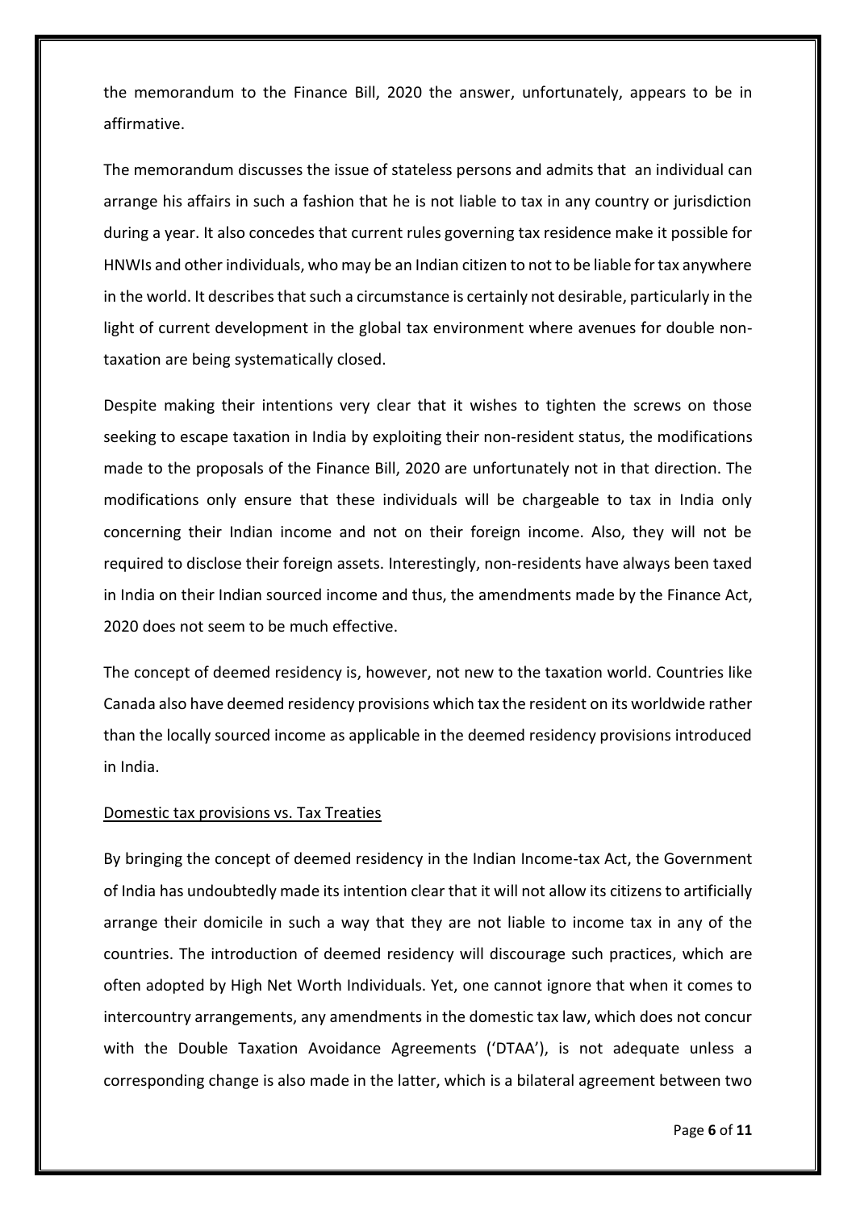the memorandum to the Finance Bill, 2020 the answer, unfortunately, appears to be in affirmative.

The memorandum discusses the issue of stateless persons and admits that an individual can arrange his affairs in such a fashion that he is not liable to tax in any country or jurisdiction during a year. It also concedes that current rules governing tax residence make it possible for HNWIs and other individuals, who may be an Indian citizen to not to be liable for tax anywhere in the world. It describes that such a circumstance is certainly not desirable, particularly in the light of current development in the global tax environment where avenues for double non-taxation are being systematically closed.

Despite making their intentions very clear that it wishes to tighten the screws on those seeking to escape taxation in India by exploiting their non-resident status, the modifications made to the proposals of the Finance Bill, 2020 are unfortunately not in that direction. The modifications only ensure that these individuals will be chargeable to tax in India only concerning their Indian income and not on their foreign income. Also, they will not be required to disclose their foreign assets. Interestingly, non-residents have always been taxed in India on their Indian sourced income and thus, the amendments made by the Finance Act, 2020 does not seem to be much effective.

The concept of deemed residency is, however, not new to the taxation world. Countries like Canada also have deemed residency provisions which tax the resident on its worldwide rather than the locally sourced income as applicable in the deemed residency provisions introduced in India.

<u>Domestic tax provisions vs. Tax Treaties</u>

By bringing the concept of deemed residency in the Indian Income-tax Act, the Government of India has undoubtedly made its intention clear that it will not allow its citizens to artificially arrange their domicile in such a way that they are not liable to income tax in any of the countries. The introduction of deemed residency will discourage such practices, which are often adopted by High Net Worth Individuals. Yet, one cannot ignore that when it comes to intercountry arrangements, any amendments in the domestic tax law, which does not concur with the Double Taxation Avoidance Agreements ('DTAA'), is not adequate unless a corresponding change is also made in the latter, which is a bilateral agreement between two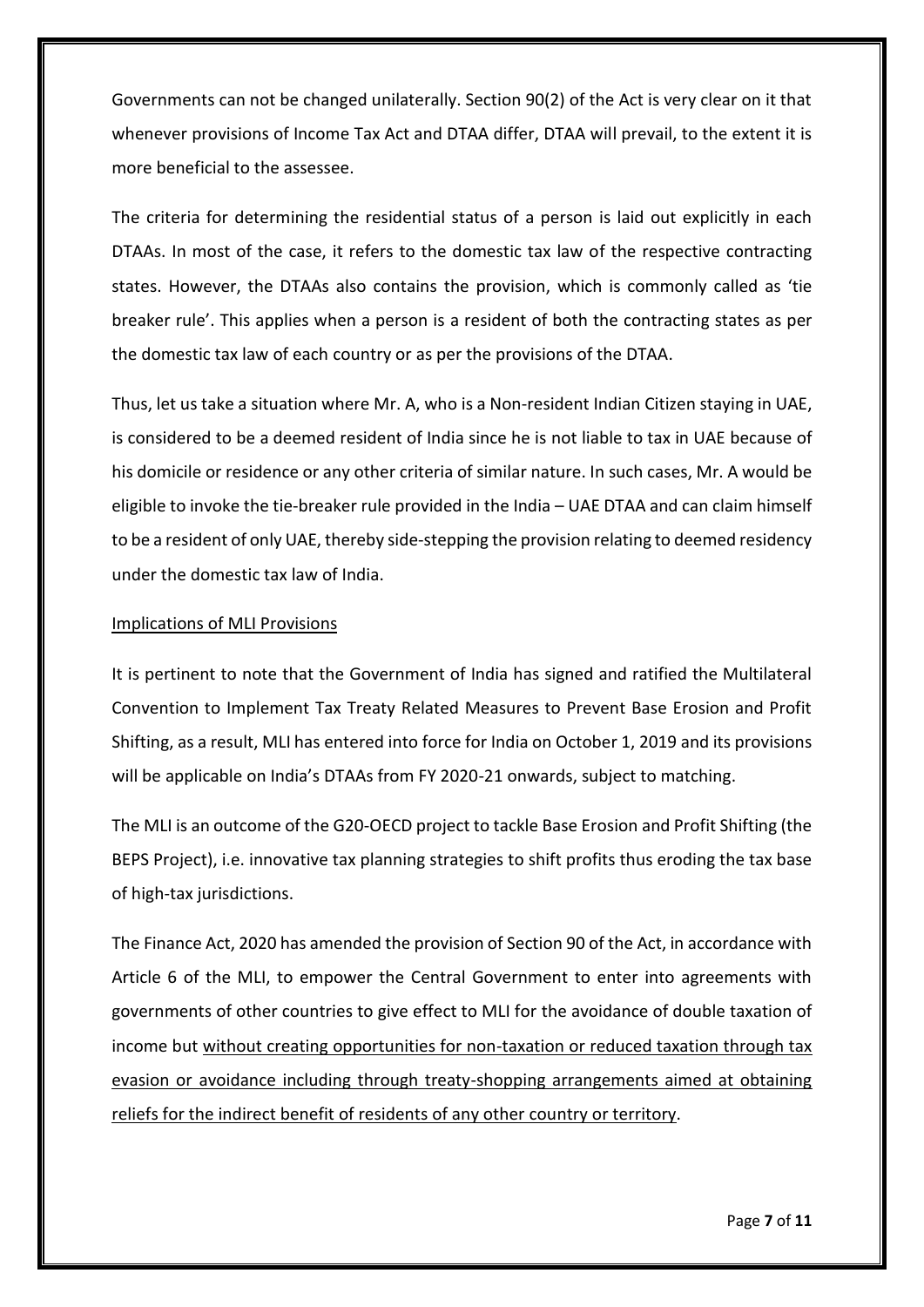Governments can not be changed unilaterally. Section 90(2) of the Act is very clear on it that whenever provisions of Income Tax Act and DTAA differ, DTAA will prevail, to the extent it is more beneficial to the assessee.

The criteria for determining the residential status of a person is laid out explicitly in each DTAAs. In most of the case, it refers to the domestic tax law of the respective contracting states. However, the DTAAs also contains the provision, which is commonly called as 'tie breaker rule'. This applies when a person is a resident of both the contracting states as per the domestic tax law of each country or as per the provisions of the DTAA.

Thus, let us take a situation where Mr. A, who is a Non-resident Indian Citizen staying in UAE, is considered to be a deemed resident of India since he is not liable to tax in UAE because of his domicile or residence or any other criteria of similar nature. In such cases, Mr. A would be eligible to invoke the tie-breaker rule provided in the India – UAE DTAA and can claim himself to be a resident of only UAE, thereby side-stepping the provision relating to deemed residency under the domestic tax law of India.

<u>Implications of MLI Provisions</u>

It is pertinent to note that the Government of India has signed and ratified the Multilateral Convention to Implement Tax Treaty Related Measures to Prevent Base Erosion and Profit Shifting, as a result, MLI has entered into force for India on October 1, 2019 and its provisions will be applicable on India's DTAAs from FY 2020-21 onwards, subject to matching.

The MLI is an outcome of the G20-OECD project to tackle Base Erosion and Profit Shifting (the BEPS Project), i.e. innovative tax planning strategies to shift profits thus eroding the tax base of high-tax jurisdictions.

The Finance Act, 2020 has amended the provision of Section 90 of the Act, in accordance with Article 6 of the MLI, to empower the Central Government to enter into agreements with governments of other countries to give effect to MLI for the avoidance of double taxation of income but <u>without creating opportunities for non-taxation or reduced taxation through tax evasion or avoidance including through treaty-shopping arrangements aimed at obtaining reliefs for the indirect benefit of residents of any other country or territory</u>.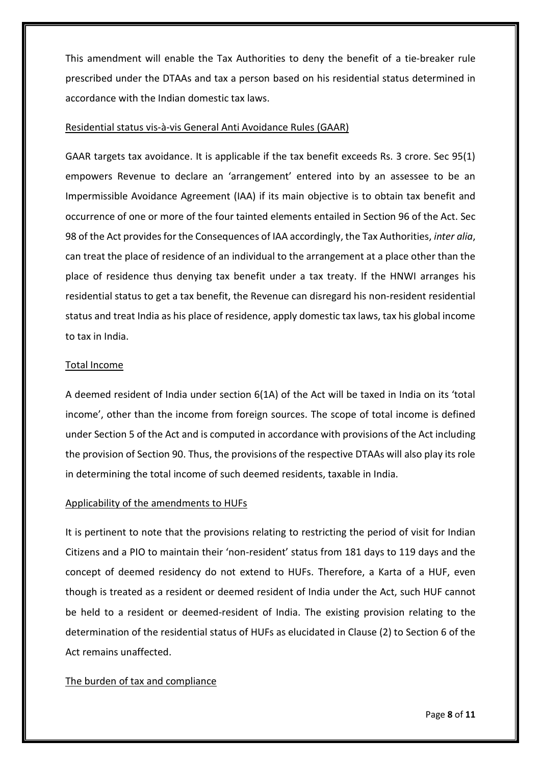This amendment will enable the Tax Authorities to deny the benefit of a tie-breaker rule prescribed under the DTAAs and tax a person based on his residential status determined in accordance with the Indian domestic tax laws.

### Residential status vis-à-vis General Anti Avoidance Rules (GAAR)

GAAR targets tax avoidance. It is applicable if the tax benefit exceeds Rs. 3 crore. Sec 95(1) empowers Revenue to declare an 'arrangement' entered into by an assessee to be an Impermissible Avoidance Agreement (IAA) if its main objective is to obtain tax benefit and occurrence of one or more of the four tainted elements entailed in Section 96 of the Act. Sec 98 of the Act provides for the Consequences of IAA accordingly, the Tax Authorities, *inter alia*, can treat the place of residence of an individual to the arrangement at a place other than the place of residence thus denying tax benefit under a tax treaty. If the HNWI arranges his residential status to get a tax benefit, the Revenue can disregard his non-resident residential status and treat India as his place of residence, apply domestic tax laws, tax his global income to tax in India.

### Total Income

A deemed resident of India under section 6(1A) of the Act will be taxed in India on its 'total income', other than the income from foreign sources. The scope of total income is defined under Section 5 of the Act and is computed in accordance with provisions of the Act including the provision of Section 90. Thus, the provisions of the respective DTAAs will also play its role in determining the total income of such deemed residents, taxable in India.

### Applicability of the amendments to HUFs

It is pertinent to note that the provisions relating to restricting the period of visit for Indian Citizens and a PIO to maintain their 'non-resident' status from 181 days to 119 days and the concept of deemed residency do not extend to HUFs. Therefore, a Karta of a HUF, even though is treated as a resident or deemed resident of India under the Act, such HUF cannot be held to a resident or deemed-resident of India. The existing provision relating to the determination of the residential status of HUFs as elucidated in Clause (2) to Section 6 of the Act remains unaffected.

### The burden of tax and compliance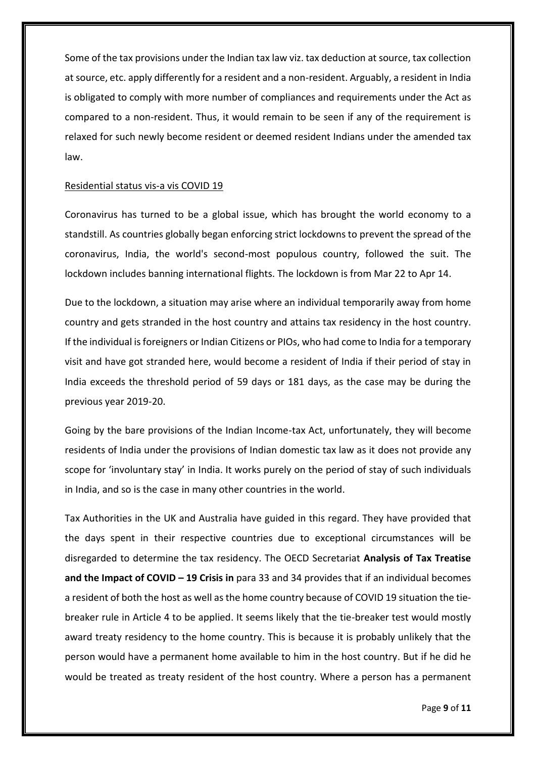Some of the tax provisions under the Indian tax law viz. tax deduction at source, tax collection at source, etc. apply differently for a resident and a non-resident. Arguably, a resident in India is obligated to comply with more number of compliances and requirements under the Act as compared to a non-resident. Thus, it would remain to be seen if any of the requirement is relaxed for such newly become resident or deemed resident Indians under the amended tax law.

<u>Residential status vis-a vis COVID 19</u>

Coronavirus has turned to be a global issue, which has brought the world economy to a standstill. As countries globally began enforcing strict lockdowns to prevent the spread of the coronavirus, India, the world's second-most populous country, followed the suit. The lockdown includes banning international flights. The lockdown is from Mar 22 to Apr 14.

Due to the lockdown, a situation may arise where an individual temporarily away from home country and gets stranded in the host country and attains tax residency in the host country. If the individual is foreigners or Indian Citizens or PIOs, who had come to India for a temporary visit and have got stranded here, would become a resident of India if their period of stay in India exceeds the threshold period of 59 days or 181 days, as the case may be during the previous year 2019-20.

Going by the bare provisions of the Indian Income-tax Act, unfortunately, they will become residents of India under the provisions of Indian domestic tax law as it does not provide any scope for 'involuntary stay' in India. It works purely on the period of stay of such individuals in India, and so is the case in many other countries in the world.

Tax Authorities in the UK and Australia have guided in this regard. They have provided that the days spent in their respective countries due to exceptional circumstances will be disregarded to determine the tax residency. The OECD Secretariat **Analysis of Tax Treatise and the Impact of COVID – 19 Crisis in** para 33 and 34 provides that if an individual becomes a resident of both the host as well as the home country because of COVID 19 situation the tie-breaker rule in Article 4 to be applied. It seems likely that the tie-breaker test would mostly award treaty residency to the home country. This is because it is probably unlikely that the person would have a permanent home available to him in the host country. But if he did he would be treated as treaty resident of the host country. Where a person has a permanent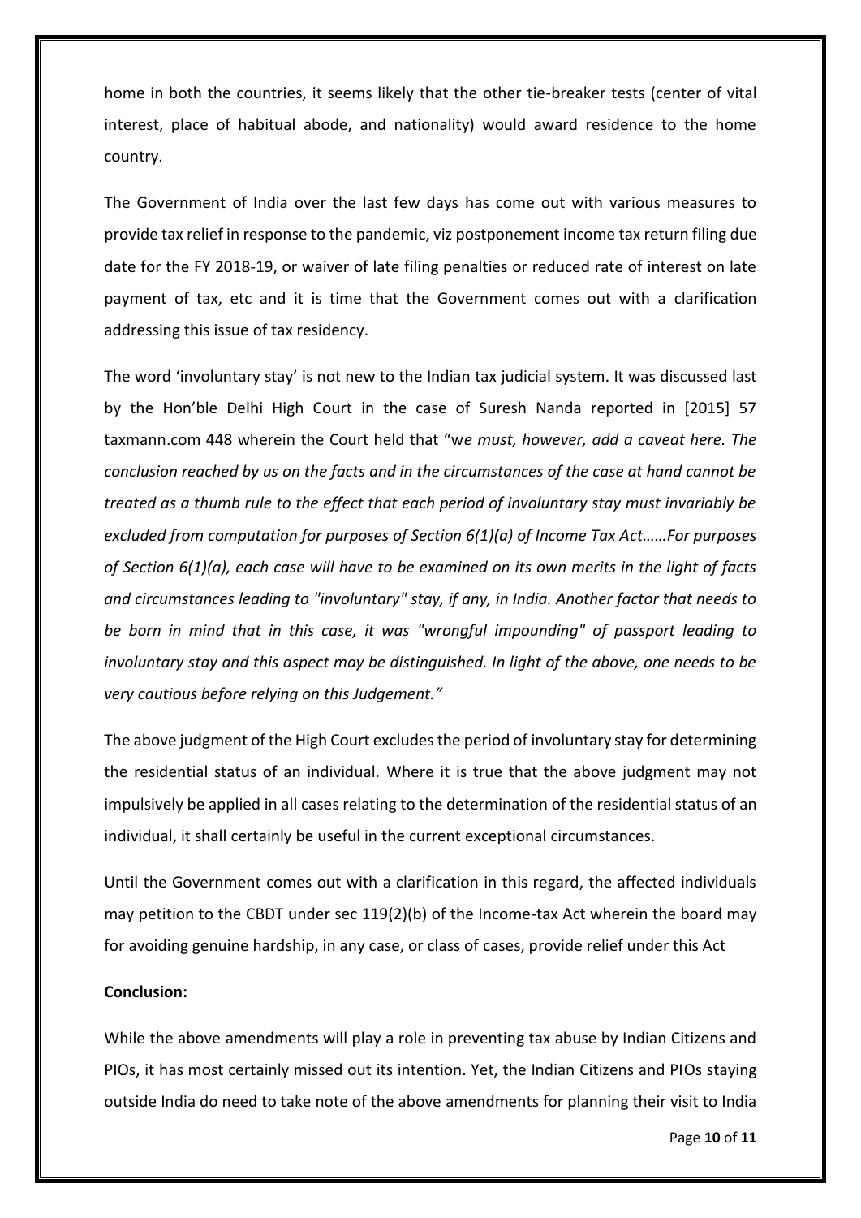home in both the countries, it seems likely that the other tie-breaker tests (center of vital interest, place of habitual abode, and nationality) would award residence to the home country.

The Government of India over the last few days has come out with various measures to provide tax relief in response to the pandemic, viz postponement income tax return filing due date for the FY 2018-19, or waiver of late filing penalties or reduced rate of interest on late payment of tax, etc and it is time that the Government comes out with a clarification addressing this issue of tax residency.

The word 'involuntary stay' is not new to the Indian tax judicial system. It was discussed last by the Hon'ble Delhi High Court in the case of Suresh Nanda reported in [2015] 57 taxmann.com 448 wherein the Court held that "w*e must, however, add a caveat here. The conclusion reached by us on the facts and in the circumstances of the case at hand cannot be treated as a thumb rule to the effect that each period of involuntary stay must invariably be excluded from computation for purposes of Section 6(1)(a) of Income Tax Act……For purposes of Section 6(1)(a), each case will have to be examined on its own merits in the light of facts and circumstances leading to "involuntary" stay, if any, in India. Another factor that needs to be born in mind that in this case, it was "wrongful impounding" of passport leading to involuntary stay and this aspect may be distinguished. In light of the above, one needs to be very cautious before relying on this Judgement."*

The above judgment of the High Court excludes the period of involuntary stay for determining the residential status of an individual. Where it is true that the above judgment may not impulsively be applied in all cases relating to the determination of the residential status of an individual, it shall certainly be useful in the current exceptional circumstances.

Until the Government comes out with a clarification in this regard, the affected individuals may petition to the CBDT under sec 119(2)(b) of the Income-tax Act wherein the board may for avoiding genuine hardship, in any case, or class of cases, provide relief under this Act

**Conclusion:**

While the above amendments will play a role in preventing tax abuse by Indian Citizens and PIOs, it has most certainly missed out its intention. Yet, the Indian Citizens and PIOs staying outside India do need to take note of the above amendments for planning their visit to India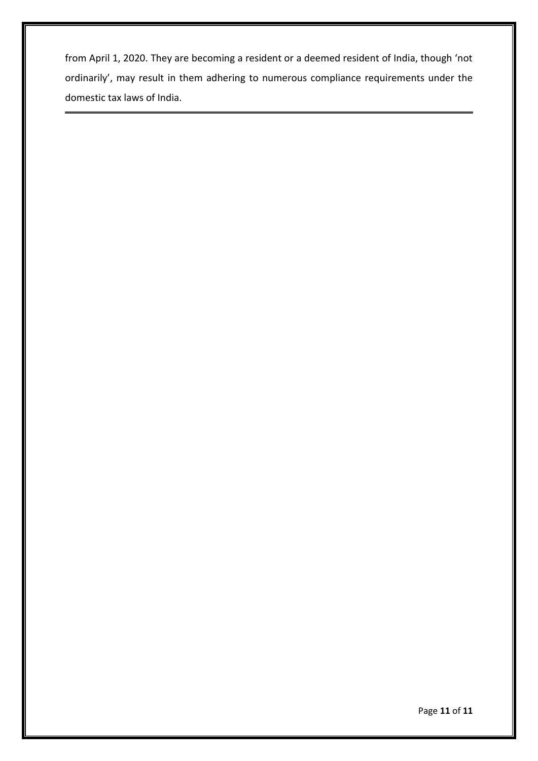from April 1, 2020. They are becoming a resident or a deemed resident of India, though 'not ordinarily', may result in them adhering to numerous compliance requirements under the domestic tax laws of India.